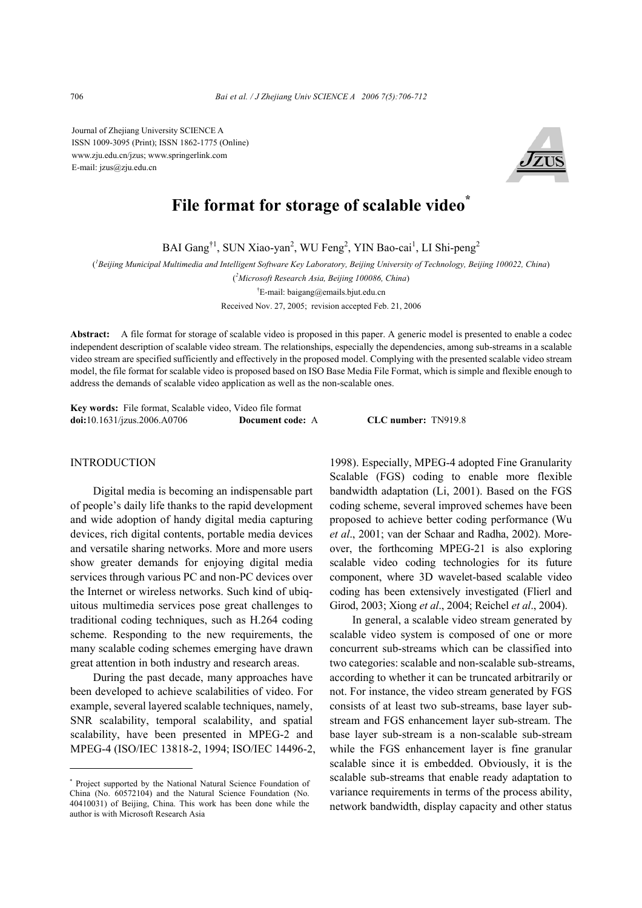Journal of Zhejiang University SCIENCE A
ISSN 1009-3095 (Print); ISSN 1862-1775 (Online)
www.zju.edu.cn/jzus; www.springerlink.com
E-mail: jzus@zju.edu.cn

# File format for storage of scalable video*

BAI Gang[†1], SUN Xiao-yan[2], WU Feng[2], YIN Bao-cai[1], LI Shi-peng[2]

([1]Beijing Municipal Multimedia and Intelligent Software Key Laboratory, Beijing University of Technology, Beijing 100022, China)

([2]Microsoft Research Asia, Beijing 100086, China)

[†]E-mail: baigang@emails.bjut.edu.cn

Received Nov. 27, 2005; revision accepted Feb. 21, 2006

**Abstract:** A file format for storage of scalable video is proposed in this paper. A generic model is presented to enable a codec independent description of scalable video stream. The relationships, especially the dependencies, among sub-streams in a scalable video stream are specified sufficiently and effectively in the proposed model. Complying with the presented scalable video stream model, the file format for scalable video is proposed based on ISO Base Media File Format, which is simple and flexible enough to address the demands of scalable video application as well as the non-scalable ones.

**Key words:** File format, Scalable video, Video file format
**doi:**10.1631/jzus.2006.A0706 **Document code:** A **CLC number:** TN919.8

## INTRODUCTION

Digital media is becoming an indispensable part of people's daily life thanks to the rapid development and wide adoption of handy digital media capturing devices, rich digital contents, portable media devices and versatile sharing networks. More and more users show greater demands for enjoying digital media services through various PC and non-PC devices over the Internet or wireless networks. Such kind of ubiquitous multimedia services pose great challenges to traditional coding techniques, such as H.264 coding scheme. Responding to the new requirements, the many scalable coding schemes emerging have drawn great attention in both industry and research areas.

During the past decade, many approaches have been developed to achieve scalabilities of video. For example, several layered scalable techniques, namely, SNR scalability, temporal scalability, and spatial scalability, have been presented in MPEG-2 and MPEG-4 (ISO/IEC 13818-2, 1994; ISO/IEC 14496-2, 1998). Especially, MPEG-4 adopted Fine Granularity Scalable (FGS) coding to enable more flexible bandwidth adaptation (Li, 2001). Based on the FGS coding scheme, several improved schemes have been proposed to achieve better coding performance (Wu *et al*., 2001; van der Schaar and Radha, 2002). Moreover, the forthcoming MPEG-21 is also exploring scalable video coding technologies for its future component, where 3D wavelet-based scalable video coding has been extensively investigated (Flierl and Girod, 2003; Xiong *et al*., 2004; Reichel *et al*., 2004).

In general, a scalable video stream generated by scalable video system is composed of one or more concurrent sub-streams which can be classified into two categories: scalable and non-scalable sub-streams, according to whether it can be truncated arbitrarily or not. For instance, the video stream generated by FGS consists of at least two sub-streams, base layer sub-stream and FGS enhancement layer sub-stream. The base layer sub-stream is a non-scalable sub-stream while the FGS enhancement layer is fine granular scalable since it is embedded. Obviously, it is the scalable sub-streams that enable ready adaptation to variance requirements in terms of the process ability, network bandwidth, display capacity and other status

---

* Project supported by the National Natural Science Foundation of China (No. 60572104) and the Natural Science Foundation (No. 40410031) of Beijing, China. This work has been done while the author is with Microsoft Research Asia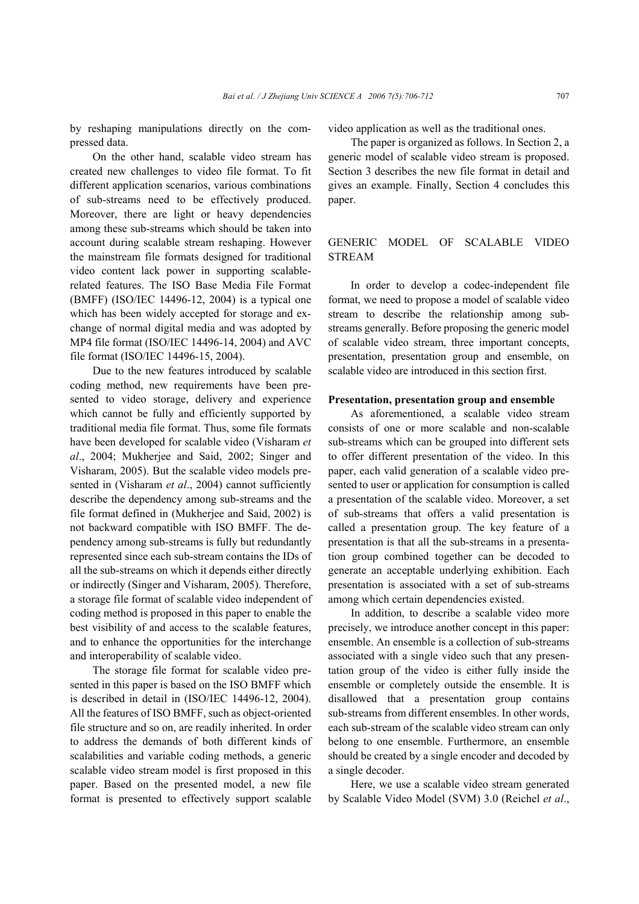by reshaping manipulations directly on the compressed data.

On the other hand, scalable video stream has created new challenges to video file format. To fit different application scenarios, various combinations of sub-streams need to be effectively produced. Moreover, there are light or heavy dependencies among these sub-streams which should be taken into account during scalable stream reshaping. However the mainstream file formats designed for traditional video content lack power in supporting scalable-related features. The ISO Base Media File Format (BMFF) (ISO/IEC 14496-12, 2004) is a typical one which has been widely accepted for storage and exchange of normal digital media and was adopted by MP4 file format (ISO/IEC 14496-14, 2004) and AVC file format (ISO/IEC 14496-15, 2004).

Due to the new features introduced by scalable coding method, new requirements have been presented to video storage, delivery and experience which cannot be fully and efficiently supported by traditional media file format. Thus, some file formats have been developed for scalable video (Visharam *et al*., 2004; Mukherjee and Said, 2002; Singer and Visharam, 2005). But the scalable video models presented in (Visharam *et al*., 2004) cannot sufficiently describe the dependency among sub-streams and the file format defined in (Mukherjee and Said, 2002) is not backward compatible with ISO BMFF. The dependency among sub-streams is fully but redundantly represented since each sub-stream contains the IDs of all the sub-streams on which it depends either directly or indirectly (Singer and Visharam, 2005). Therefore, a storage file format of scalable video independent of coding method is proposed in this paper to enable the best visibility of and access to the scalable features, and to enhance the opportunities for the interchange and interoperability of scalable video.

The storage file format for scalable video presented in this paper is based on the ISO BMFF which is described in detail in (ISO/IEC 14496-12, 2004). All the features of ISO BMFF, such as object-oriented file structure and so on, are readily inherited. In order to address the demands of both different kinds of scalabilities and variable coding methods, a generic scalable video stream model is first proposed in this paper. Based on the presented model, a new file format is presented to effectively support scalable video application as well as the traditional ones.

The paper is organized as follows. In Section 2, a generic model of scalable video stream is proposed. Section 3 describes the new file format in detail and gives an example. Finally, Section 4 concludes this paper.

## GENERIC MODEL OF SCALABLE VIDEO STREAM

In order to develop a codec-independent file format, we need to propose a model of scalable video stream to describe the relationship among sub-streams generally. Before proposing the generic model of scalable video stream, three important concepts, presentation, presentation group and ensemble, on scalable video are introduced in this section first.

### Presentation, presentation group and ensemble

As aforementioned, a scalable video stream consists of one or more scalable and non-scalable sub-streams which can be grouped into different sets to offer different presentation of the video. In this paper, each valid generation of a scalable video presented to user or application for consumption is called a presentation of the scalable video. Moreover, a set of sub-streams that offers a valid presentation is called a presentation group. The key feature of a presentation is that all the sub-streams in a presentation group combined together can be decoded to generate an acceptable underlying exhibition. Each presentation is associated with a set of sub-streams among which certain dependencies existed.

In addition, to describe a scalable video more precisely, we introduce another concept in this paper: ensemble. An ensemble is a collection of sub-streams associated with a single video such that any presentation group of the video is either fully inside the ensemble or completely outside the ensemble. It is disallowed that a presentation group contains sub-streams from different ensembles. In other words, each sub-stream of the scalable video stream can only belong to one ensemble. Furthermore, an ensemble should be created by a single encoder and decoded by a single decoder.

Here, we use a scalable video stream generated by Scalable Video Model (SVM) 3.0 (Reichel *et al*.,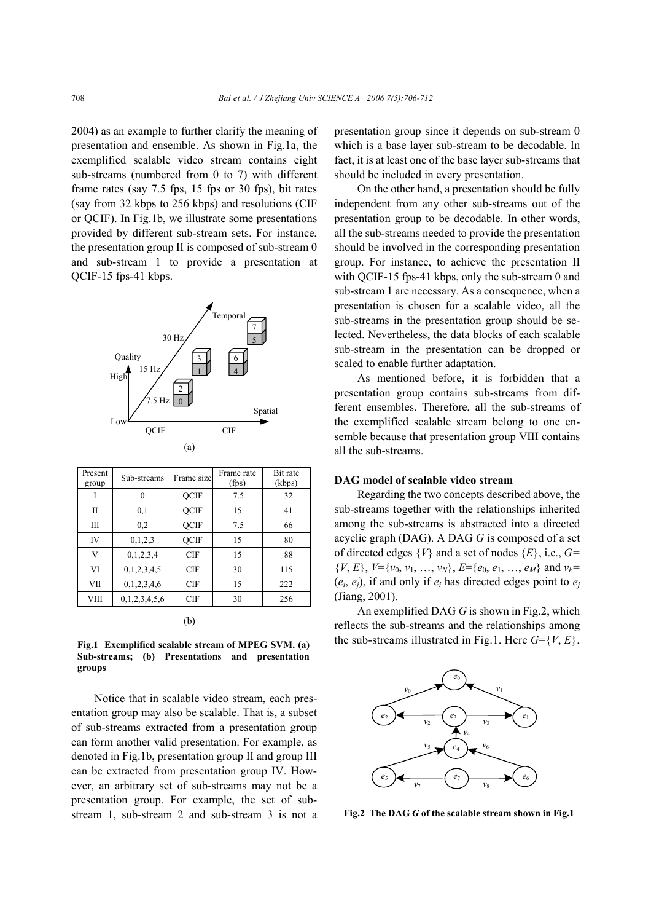2004) as an example to further clarify the meaning of presentation and ensemble. As shown in Fig.1a, the exemplified scalable video stream contains eight sub-streams (numbered from 0 to 7) with different frame rates (say 7.5 fps, 15 fps or 30 fps), bit rates (say from 32 kbps to 256 kbps) and resolutions (CIF or QCIF). In Fig.1b, we illustrate some presentations provided by different sub-stream sets. For instance, the presentation group II is composed of sub-stream 0 and sub-stream 1 to provide a presentation at QCIF-15 fps-41 kbps.

(a)

| Present group | Sub-streams | Frame size | Frame rate (fps) | Bit rate (kbps) |
|---|---|---|---|---|
| I | 0 | QCIF | 7.5 | 32 |
| II | 0,1 | QCIF | 15 | 41 |
| III | 0,2 | QCIF | 7.5 | 66 |
| IV | 0,1,2,3 | QCIF | 15 | 80 |
| V | 0,1,2,3,4 | CIF | 15 | 88 |
| VI | 0,1,2,3,4,5 | CIF | 30 | 115 |
| VII | 0,1,2,3,4,6 | CIF | 15 | 222 |
| VIII | 0,1,2,3,4,5,6 | CIF | 30 | 256 |

(b)

**Fig.1 Exemplified scalable stream of MPEG SVM. (a) Sub-streams; (b) Presentations and presentation groups**

Notice that in scalable video stream, each presentation group may also be scalable. That is, a subset of sub-streams extracted from a presentation group can form another valid presentation. For example, as denoted in Fig.1b, presentation group II and group III can be extracted from presentation group IV. However, an arbitrary set of sub-streams may not be a presentation group. For example, the set of sub-stream 1, sub-stream 2 and sub-stream 3 is not a presentation group since it depends on sub-stream 0 which is a base layer sub-stream to be decodable. In fact, it is at least one of the base layer sub-streams that should be included in every presentation.

On the other hand, a presentation should be fully independent from any other sub-streams out of the presentation group to be decodable. In other words, all the sub-streams needed to provide the presentation should be involved in the corresponding presentation group. For instance, to achieve the presentation II with QCIF-15 fps-41 kbps, only the sub-stream 0 and sub-stream 1 are necessary. As a consequence, when a presentation is chosen for a scalable video, all the sub-streams in the presentation group should be selected. Nevertheless, the data blocks of each scalable sub-stream in the presentation can be dropped or scaled to enable further adaptation.

As mentioned before, it is forbidden that a presentation group contains sub-streams from different ensembles. Therefore, all the sub-streams of the exemplified scalable stream belong to one ensemble because that presentation group VIII contains all the sub-streams.

### DAG model of scalable video stream

Regarding the two concepts described above, the sub-streams together with the relationships inherited among the sub-streams is abstracted into a directed acyclic graph (DAG). A DAG $G$ is composed of a set of directed edges $\{V\}$ and a set of nodes $\{E\}$, i.e., $G=\{V, E\}$, $V=\{v_0, v_1, \ldots, v_N\}$, $E=\{e_0, e_1, \ldots, e_M\}$ and $v_k=(e_i, e_j)$, if and only if $e_i$ has directed edges point to $e_j$ (Jiang, 2001).

An exemplified DAG $G$ is shown in Fig.2, which reflects the sub-streams and the relationships among the sub-streams illustrated in Fig.1. Here $G=\{V, E\}$,

**Fig.2 The DAG $G$ of the scalable stream shown in Fig.1**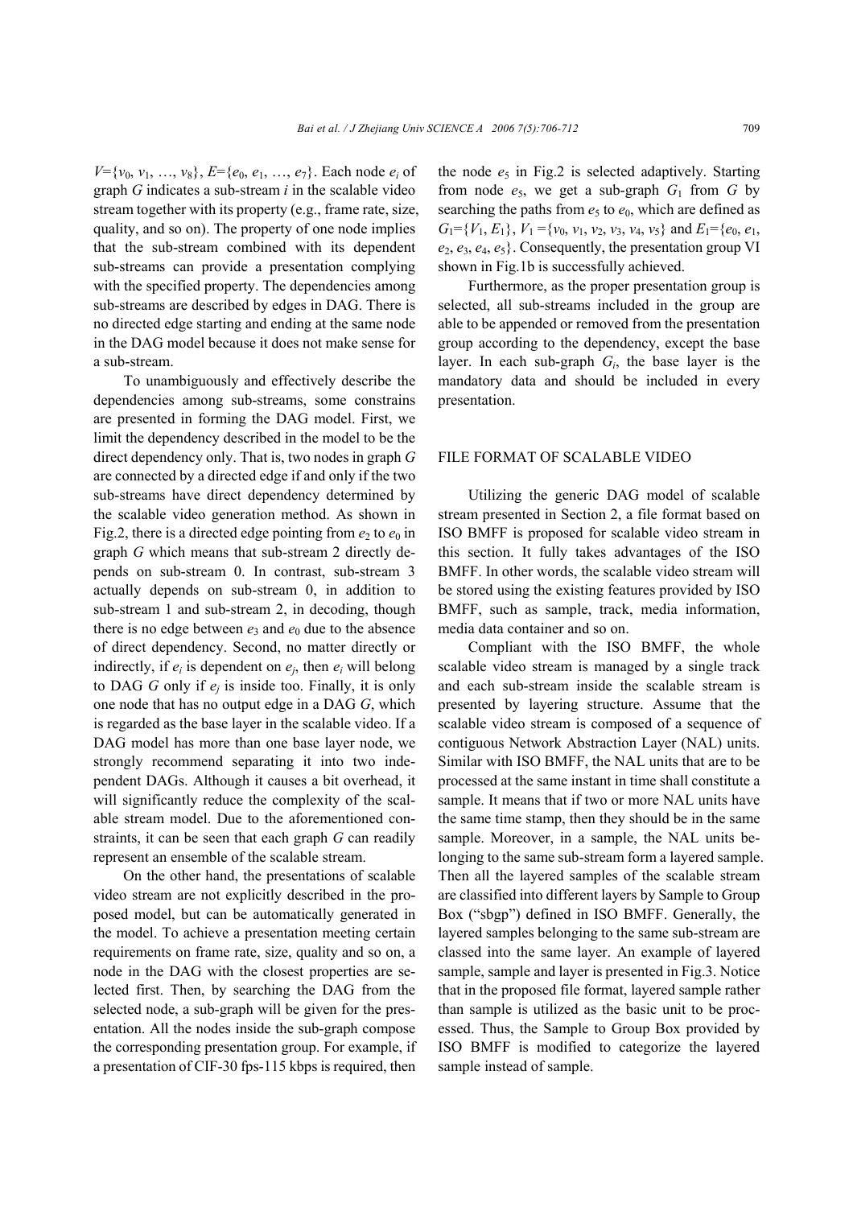$V=\{v_0, v_1, \ldots, v_8\}$, $E=\{e_0, e_1, \ldots, e_7\}$. Each node $e_i$ of graph $G$ indicates a sub-stream $i$ in the scalable video stream together with its property (e.g., frame rate, size, quality, and so on). The property of one node implies that the sub-stream combined with its dependent sub-streams can provide a presentation complying with the specified property. The dependencies among sub-streams are described by edges in DAG. There is no directed edge starting and ending at the same node in the DAG model because it does not make sense for a sub-stream.

To unambiguously and effectively describe the dependencies among sub-streams, some constrains are presented in forming the DAG model. First, we limit the dependency described in the model to be the direct dependency only. That is, two nodes in graph $G$ are connected by a directed edge if and only if the two sub-streams have direct dependency determined by the scalable video generation method. As shown in Fig.2, there is a directed edge pointing from $e_2$ to $e_0$ in graph $G$ which means that sub-stream 2 directly depends on sub-stream 0. In contrast, sub-stream 3 actually depends on sub-stream 0, in addition to sub-stream 1 and sub-stream 2, in decoding, though there is no edge between $e_3$ and $e_0$ due to the absence of direct dependency. Second, no matter directly or indirectly, if $e_i$ is dependent on $e_j$, then $e_i$ will belong to DAG $G$ only if $e_j$ is inside too. Finally, it is only one node that has no output edge in a DAG $G$, which is regarded as the base layer in the scalable video. If a DAG model has more than one base layer node, we strongly recommend separating it into two independent DAGs. Although it causes a bit overhead, it will significantly reduce the complexity of the scalable stream model. Due to the aforementioned constraints, it can be seen that each graph $G$ can readily represent an ensemble of the scalable stream.

On the other hand, the presentations of scalable video stream are not explicitly described in the proposed model, but can be automatically generated in the model. To achieve a presentation meeting certain requirements on frame rate, size, quality and so on, a node in the DAG with the closest properties are selected first. Then, by searching the DAG from the selected node, a sub-graph will be given for the presentation. All the nodes inside the sub-graph compose the corresponding presentation group. For example, if a presentation of CIF-30 fps-115 kbps is required, then the node $e_5$ in Fig.2 is selected adaptively. Starting from node $e_5$, we get a sub-graph $G_1$ from $G$ by searching the paths from $e_5$ to $e_0$, which are defined as $G_1=\{V_1, E_1\}$, $V_1=\{v_0, v_1, v_2, v_3, v_4, v_5\}$ and $E_1=\{e_0, e_1, e_2, e_3, e_4, e_5\}$. Consequently, the presentation group VI shown in Fig.1b is successfully achieved.

Furthermore, as the proper presentation group is selected, all sub-streams included in the group are able to be appended or removed from the presentation group according to the dependency, except the base layer. In each sub-graph $G_i$, the base layer is the mandatory data and should be included in every presentation.

## FILE FORMAT OF SCALABLE VIDEO

Utilizing the generic DAG model of scalable stream presented in Section 2, a file format based on ISO BMFF is proposed for scalable video stream in this section. It fully takes advantages of the ISO BMFF. In other words, the scalable video stream will be stored using the existing features provided by ISO BMFF, such as sample, track, media information, media data container and so on.

Compliant with the ISO BMFF, the whole scalable video stream is managed by a single track and each sub-stream inside the scalable stream is presented by layering structure. Assume that the scalable video stream is composed of a sequence of contiguous Network Abstraction Layer (NAL) units. Similar with ISO BMFF, the NAL units that are to be processed at the same instant in time shall constitute a sample. It means that if two or more NAL units have the same time stamp, then they should be in the same sample. Moreover, in a sample, the NAL units belonging to the same sub-stream form a layered sample. Then all the layered samples of the scalable stream are classified into different layers by Sample to Group Box ("sbgp") defined in ISO BMFF. Generally, the layered samples belonging to the same sub-stream are classed into the same layer. An example of layered sample, sample and layer is presented in Fig.3. Notice that in the proposed file format, layered sample rather than sample is utilized as the basic unit to be processed. Thus, the Sample to Group Box provided by ISO BMFF is modified to categorize the layered sample instead of sample.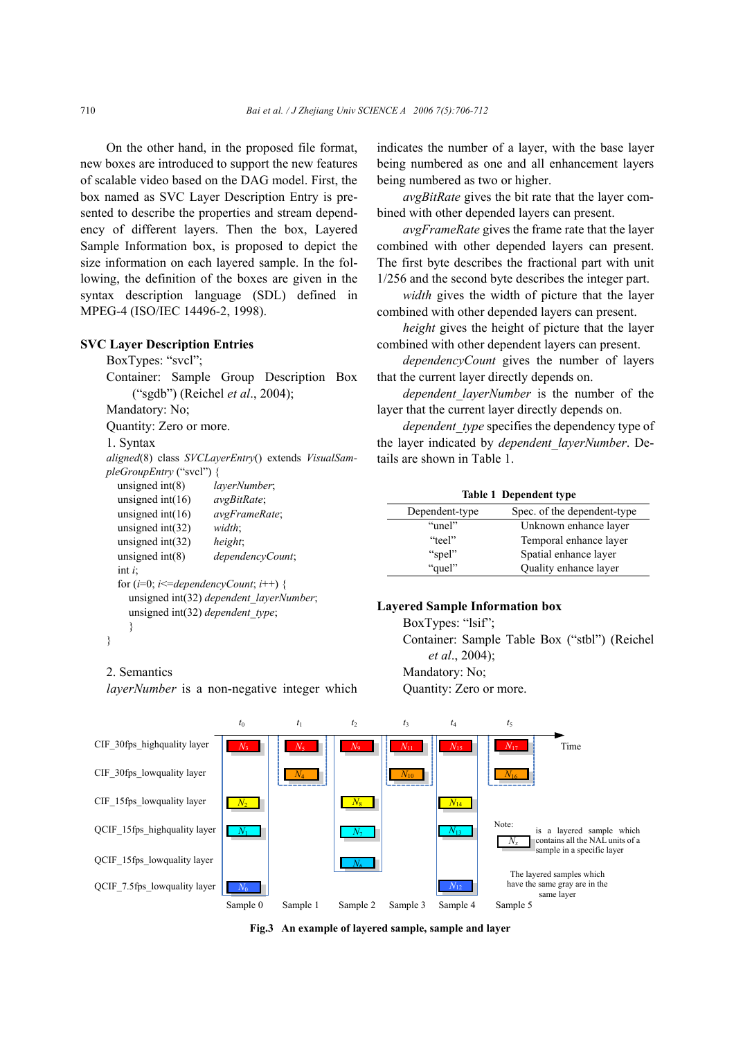On the other hand, in the proposed file format, new boxes are introduced to support the new features of scalable video based on the DAG model. First, the box named as SVC Layer Description Entry is presented to describe the properties and stream dependency of different layers. Then the box, Layered Sample Information box, is proposed to depict the size information on each layered sample. In the following, the definition of the boxes are given in the syntax description language (SDL) defined in MPEG-4 (ISO/IEC 14496-2, 1998).

### SVC Layer Description Entries

BoxTypes: "svcl";

Container: Sample Group Description Box ("sgdb") (Reichel *et al*., 2004);

Mandatory: No;

Quantity: Zero or more.

1. Syntax

```
aligned(8) class SVCLayerEntry() extends VisualSampleGroupEntry ("svcl") {
    unsigned int(8)     layerNumber;
    unsigned int(16)    avgBitRate;
    unsigned int(16)    avgFrameRate;
    unsigned int(32)    width;
    unsigned int(32)    height;
    unsigned int(8)     dependencyCount;
    int i;
    for (i=0; i<=dependencyCount; i++) {
        unsigned int(32) dependent_layerNumber;
        unsigned int(32) dependent_type;
        }
}
```

2. Semantics

*layerNumber* is a non-negative integer which indicates the number of a layer, with the base layer being numbered as one and all enhancement layers being numbered as two or higher.

*avgBitRate* gives the bit rate that the layer combined with other depended layers can present.

*avgFrameRate* gives the frame rate that the layer combined with other depended layers can present. The first byte describes the fractional part with unit 1/256 and the second byte describes the integer part.

*width* gives the width of picture that the layer combined with other depended layers can present.

*height* gives the height of picture that the layer combined with other dependent layers can present.

*dependencyCount* gives the number of layers that the current layer directly depends on.

*dependent_layerNumber* is the number of the layer that the current layer directly depends on.

*dependent_type* specifies the dependency type of the layer indicated by *dependent_layerNumber*. Details are shown in Table 1.

**Table 1 Dependent type**

| Dependent-type | Spec. of the dependent-type |
|---|---|
| "unel" | Unknown enhance layer |
| "teel" | Temporal enhance layer |
| "spel" | Spatial enhance layer |
| "quel" | Quality enhance layer |

### Layered Sample Information box

BoxTypes: "lsif";

Container: Sample Table Box ("stbl") (Reichel *et al*., 2004);

Mandatory: No;

Quantity: Zero or more.

**Fig.3 An example of layered sample, sample and layer**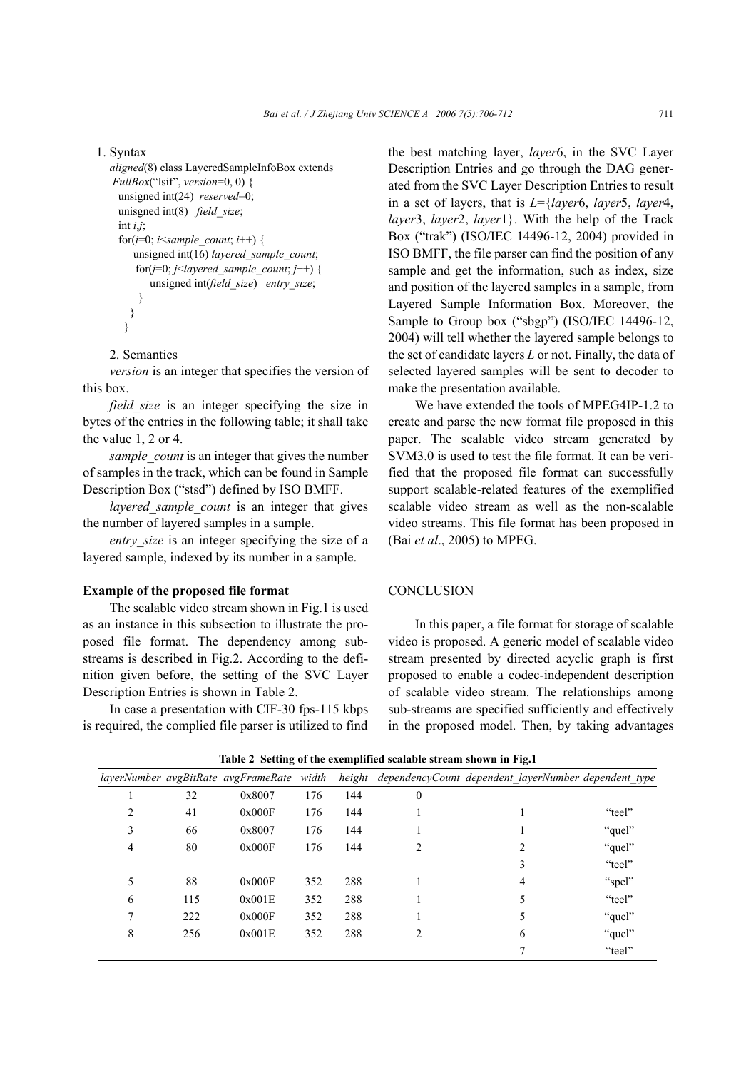1. Syntax

```
aligned(8) class LayeredSampleInfoBox extends
 FullBox("lsif", version=0, 0) {
  unsigned int(24)  reserved=0;
  unisgned int(8)   field_size;
  int i,j;
  for(i=0; i<sample_count; i++) {
      unsigned int(16) layered_sample_count;
      for(j=0; j<layered_sample_count; j++) {
          unsigned int(field_size)   entry_size;
      }
    }
  }
```

2. Semantics

*version* is an integer that specifies the version of this box.

*field_size* is an integer specifying the size in bytes of the entries in the following table; it shall take the value 1, 2 or 4.

*sample_count* is an integer that gives the number of samples in the track, which can be found in Sample Description Box ("stsd") defined by ISO BMFF.

*layered_sample_count* is an integer that gives the number of layered samples in a sample.

*entry_size* is an integer specifying the size of a layered sample, indexed by its number in a sample.

### Example of the proposed file format

The scalable video stream shown in Fig.1 is used as an instance in this subsection to illustrate the proposed file format. The dependency among sub-streams is described in Fig.2. According to the definition given before, the setting of the SVC Layer Description Entries is shown in Table 2.

In case a presentation with CIF-30 fps-115 kbps is required, the complied file parser is utilized to find the best matching layer, *layer*6, in the SVC Layer Description Entries and go through the DAG generated from the SVC Layer Description Entries to result in a set of layers, that is *L*={*layer*6, *layer*5, *layer*4, *layer*3, *layer*2, *layer*1}. With the help of the Track Box ("trak") (ISO/IEC 14496-12, 2004) provided in ISO BMFF, the file parser can find the position of any sample and get the information, such as index, size and position of the layered samples in a sample, from Layered Sample Information Box. Moreover, the Sample to Group box ("sbgp") (ISO/IEC 14496-12, 2004) will tell whether the layered sample belongs to the set of candidate layers *L* or not. Finally, the data of selected layered samples will be sent to decoder to make the presentation available.

We have extended the tools of MPEG4IP-1.2 to create and parse the new format file proposed in this paper. The scalable video stream generated by SVM3.0 is used to test the file format. It can be verified that the proposed file format can successfully support scalable-related features of the exemplified scalable video stream as well as the non-scalable video streams. This file format has been proposed in (Bai *et al*., 2005) to MPEG.

## CONCLUSION

In this paper, a file format for storage of scalable video is proposed. A generic model of scalable video stream presented by directed acyclic graph is first proposed to enable a codec-independent description of scalable video stream. The relationships among sub-streams are specified sufficiently and effectively in the proposed model. Then, by taking advantages

**Table 2 Setting of the exemplified scalable stream shown in Fig.1**

| *layerNumber* | *avgBitRate* | *avgFrameRate* | *width* | *height* | *dependencyCount* | *dependent_layerNumber* | *dependent_type* |
|---|---|---|---|---|---|---|---|
| 1 | 32 | 0x8007 | 176 | 144 | 0 | – | – |
| 2 | 41 | 0x000F | 176 | 144 | 1 | 1 | "teel" |
| 3 | 66 | 0x8007 | 176 | 144 | 1 | 1 | "quel" |
| 4 | 80 | 0x000F | 176 | 144 | 2 | 2 | "quel" |
| | | | | | | 3 | "teel" |
| 5 | 88 | 0x000F | 352 | 288 | 1 | 4 | "spel" |
| 6 | 115 | 0x001E | 352 | 288 | 1 | 5 | "teel" |
| 7 | 222 | 0x000F | 352 | 288 | 1 | 5 | "quel" |
| 8 | 256 | 0x001E | 352 | 288 | 2 | 6 | "quel" |
| | | | | | | 7 | "teel" |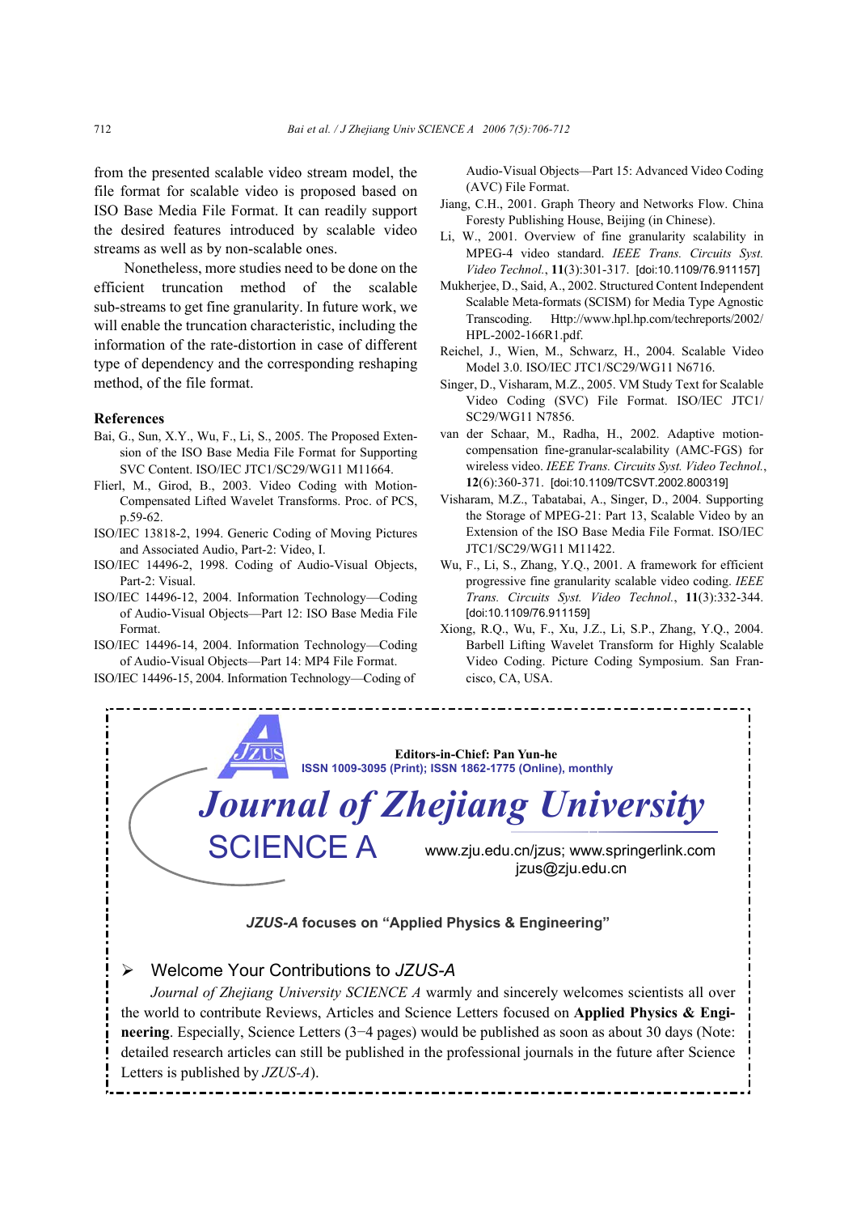from the presented scalable video stream model, the file format for scalable video is proposed based on ISO Base Media File Format. It can readily support the desired features introduced by scalable video streams as well as by non-scalable ones.

Nonetheless, more studies need to be done on the efficient truncation method of the scalable sub-streams to get fine granularity. In future work, we will enable the truncation characteristic, including the information of the rate-distortion in case of different type of dependency and the corresponding reshaping method, of the file format.

**References**

Bai, G., Sun, X.Y., Wu, F., Li, S., 2005. The Proposed Extension of the ISO Base Media File Format for Supporting SVC Content. ISO/IEC JTC1/SC29/WG11 M11664.

Flierl, M., Girod, B., 2003. Video Coding with Motion-Compensated Lifted Wavelet Transforms. Proc. of PCS, p.59-62.

ISO/IEC 13818-2, 1994. Generic Coding of Moving Pictures and Associated Audio, Part-2: Video, I.

ISO/IEC 14496-2, 1998. Coding of Audio-Visual Objects, Part-2: Visual.

ISO/IEC 14496-12, 2004. Information Technology—Coding of Audio-Visual Objects—Part 12: ISO Base Media File Format.

ISO/IEC 14496-14, 2004. Information Technology—Coding of Audio-Visual Objects—Part 14: MP4 File Format.

ISO/IEC 14496-15, 2004. Information Technology—Coding of Audio-Visual Objects—Part 15: Advanced Video Coding (AVC) File Format.

Jiang, C.H., 2001. Graph Theory and Networks Flow. China Foresty Publishing House, Beijing (in Chinese).

Li, W., 2001. Overview of fine granularity scalability in MPEG-4 video standard. *IEEE Trans. Circuits Syst. Video Technol.*, **11**(3):301-317. [doi:10.1109/76.911157]

Mukherjee, D., Said, A., 2002. Structured Content Independent Scalable Meta-formats (SCISM) for Media Type Agnostic Transcoding. Http://www.hpl.hp.com/techreports/2002/HPL-2002-166R1.pdf.

Reichel, J., Wien, M., Schwarz, H., 2004. Scalable Video Model 3.0. ISO/IEC JTC1/SC29/WG11 N6716.

Singer, D., Visharam, M.Z., 2005. VM Study Text for Scalable Video Coding (SVC) File Format. ISO/IEC JTC1/SC29/WG11 N7856.

van der Schaar, M., Radha, H., 2002. Adaptive motion-compensation fine-granular-scalability (AMC-FGS) for wireless video. *IEEE Trans. Circuits Syst. Video Technol.*, **12**(6):360-371. [doi:10.1109/TCSVT.2002.800319]

Visharam, M.Z., Tabatabai, A., Singer, D., 2004. Supporting the Storage of MPEG-21: Part 13, Scalable Video by an Extension of the ISO Base Media File Format. ISO/IEC JTC1/SC29/WG11 M11422.

Wu, F., Li, S., Zhang, Y.Q., 2001. A framework for efficient progressive fine granularity scalable video coding. *IEEE Trans. Circuits Syst. Video Technol.*, **11**(3):332-344. [doi:10.1109/76.911159]

Xiong, R.Q., Wu, F., Xu, J.Z., Li, S.P., Zhang, Y.Q., 2004. Barbell Lifting Wavelet Transform for Highly Scalable Video Coding. Picture Coding Symposium. San Francisco, CA, USA.

---

**Editors-in-Chief: Pan Yun-he**

ISSN 1009-3095 (Print); ISSN 1862-1775 (Online), monthly

# *Journal of Zhejiang University* SCIENCE A

www.zju.edu.cn/jzus; www.springerlink.com
jzus@zju.edu.cn

***JZUS-A*** **focuses on "Applied Physics & Engineering"**

- Welcome Your Contributions to *JZUS-A*

*Journal of Zhejiang University SCIENCE A* warmly and sincerely welcomes scientists all over the world to contribute Reviews, Articles and Science Letters focused on **Applied Physics & Engineering**. Especially, Science Letters (3−4 pages) would be published as soon as about 30 days (Note: detailed research articles can still be published in the professional journals in the future after Science Letters is published by *JZUS-A*).